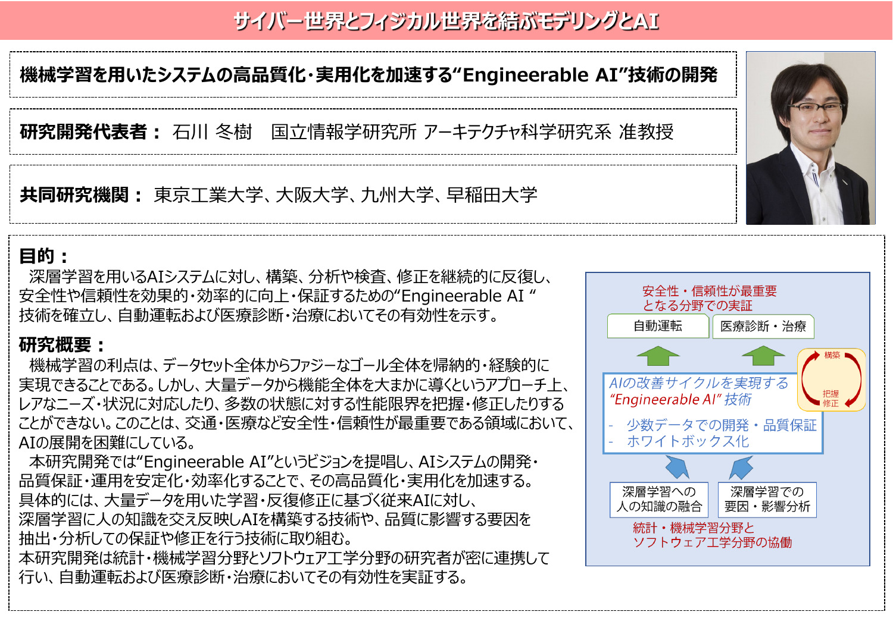# サイバー世界とフィジカル世界を結ぶモデリングとAI

## 機械学習を用いたシステムの高品質化・実用化を加速する“Engineerable AI”技術の開発

**研究開発代表者：** 石川 冬樹　国立情報学研究所 アーキテクチャ科学研究系 准教授

**共同研究機関：** 東京工業大学、大阪大学、九州大学、早稲田大学

### 目的：

深層学習を用いるAIシステムに対し、構築、分析や検査、修正を継続的に反復し、安全性や信頼性を効果的・効率的に向上・保証するための“Engineerable AI ”技術を確立し、自動運転および医療診断・治療においてその有効性を示す。

### 研究概要：

機械学習の利点は、データセット全体からファジーなゴール全体を帰納的・経験的に実現できることである。しかし、大量データから機能全体を大まかに導くというアプローチ上、レアなニーズ・状況に対応したり、多数の状態に対する性能限界を把握・修正したりすることができない。このことは、交通・医療など安全性・信頼性が最重要である領域において、AIの展開を困難にしている。

本研究開発では“Engineerable AI”というビジョンを提唱し、AIシステムの開発・品質保証・運用を安定化・効率化することで、その高品質化・実用化を加速する。具体的には、大量データを用いた学習・反復修正に基づく従来AIに対し、深層学習に人の知識を交え反映しAIを構築する技術や、品質に影響する要因を抽出・分析しての保証や修正を行う技術に取り組む。本研究開発は統計・機械学習分野とソフトウェア工学分野の研究者が密に連携して行い、自動運転および医療診断・治療においてその有効性を実証する。

安全性・信頼性が最重要となる分野での実証

自動運転　医療診断・治療

構築　把握修正

*AIの改善サイクルを実現する“Engineerable AI” 技術*

- 少数データでの開発・品質保証
- ホワイトボックス化

深層学習への人の知識の融合　深層学習での要因・影響分析

統計・機械学習分野とソフトウェア工学分野の協働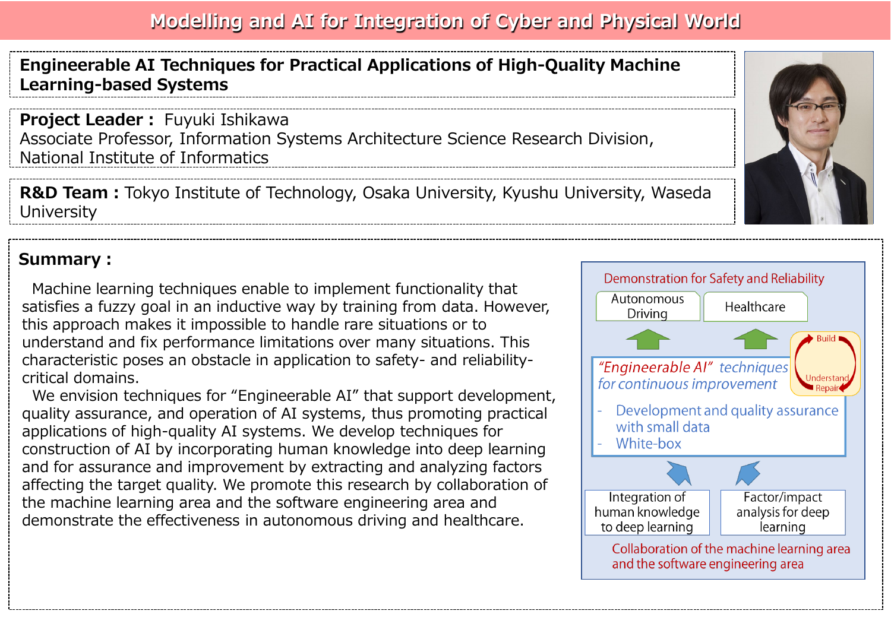# Modelling and AI for Integration of Cyber and Physical World

## Engineerable AI Techniques for Practical Applications of High-Quality Machine Learning-based Systems

**Project Leader :** Fuyuki Ishikawa
Associate Professor, Information Systems Architecture Science Research Division, National Institute of Informatics

**R&D Team :** Tokyo Institute of Technology, Osaka University, Kyushu University, Waseda University

**Summary :**

Machine learning techniques enable to implement functionality that satisfies a fuzzy goal in an inductive way by training from data. However, this approach makes it impossible to handle rare situations or to understand and fix performance limitations over many situations. This characteristic poses an obstacle in application to safety- and reliability-critical domains.

We envision techniques for "Engineerable AI" that support development, quality assurance, and operation of AI systems, thus promoting practical applications of high-quality AI systems. We develop techniques for construction of AI by incorporating human knowledge into deep learning and for assurance and improvement by extracting and analyzing factors affecting the target quality. We promote this research by collaboration of the machine learning area and the software engineering area and demonstrate the effectiveness in autonomous driving and healthcare.

Demonstration for Safety and Reliability

Autonomous Driving

Healthcare

Build

Understand

Repair

*"Engineerable AI" techniques for continuous improvement*

- Development and quality assurance with small data
- White-box

Integration of human knowledge to deep learning

Factor/impact analysis for deep learning

Collaboration of the machine learning area and the software engineering area